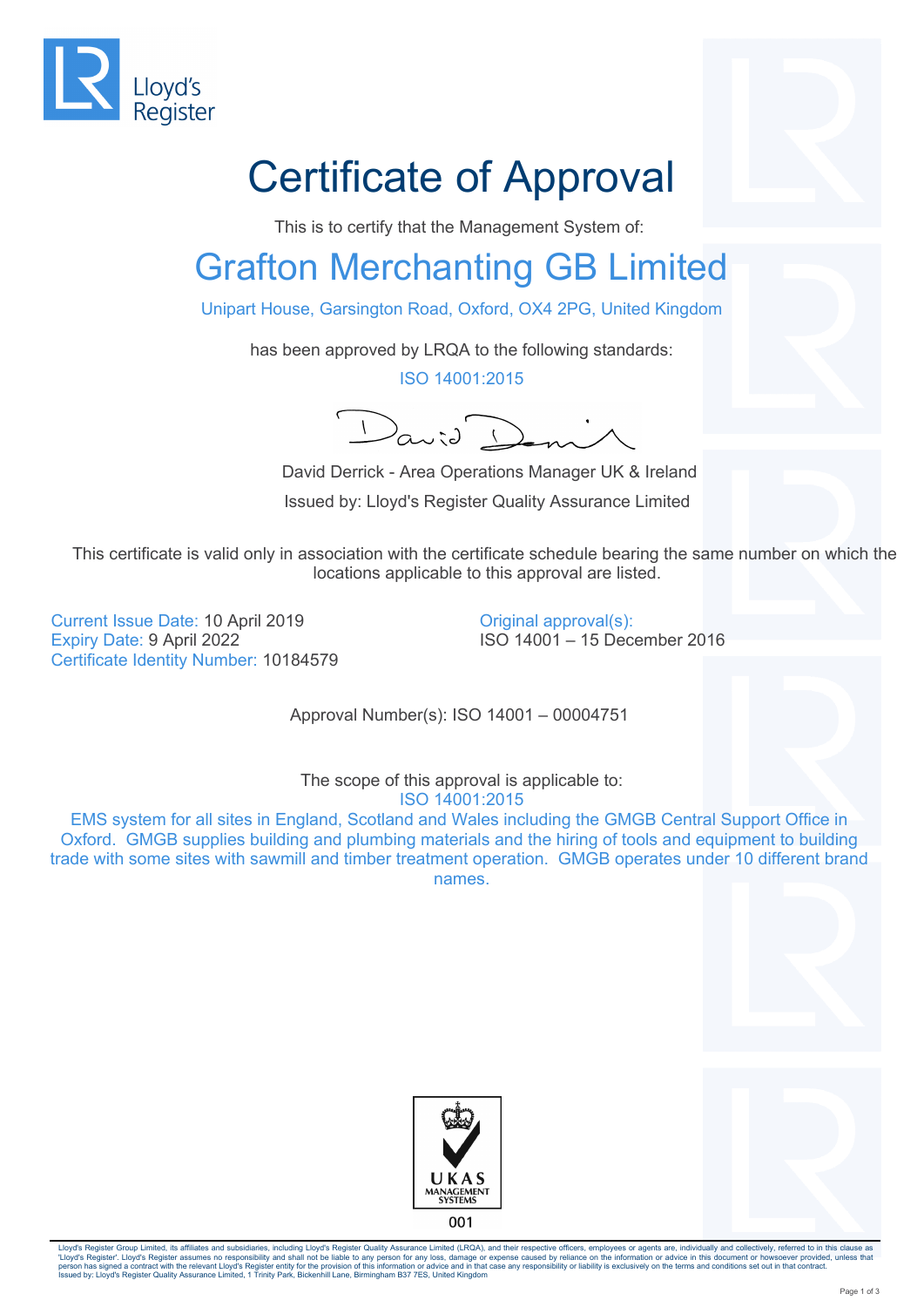Lloyd's Register

# Certificate of Approval

This is to certify that the Management System of:

## Grafton Merchanting GB Limited

Unipart House, Garsington Road, Oxford, OX4 2PG, United Kingdom

has been approved by LRQA to the following standards:

ISO 14001:2015

David Derrick - Area Operations Manager UK & Ireland

Issued by: Lloyd's Register Quality Assurance Limited

This certificate is valid only in association with the certificate schedule bearing the same number on which the locations applicable to this approval are listed.

Current Issue Date: 10 April 2019
Expiry Date: 9 April 2022
Certificate Identity Number: 10184579

Original approval(s):
ISO 14001 – 15 December 2016

Approval Number(s): ISO 14001 – 00004751

The scope of this approval is applicable to:
ISO 14001:2015
EMS system for all sites in England, Scotland and Wales including the GMGB Central Support Office in Oxford. GMGB supplies building and plumbing materials and the hiring of tools and equipment to building trade with some sites with sawmill and timber treatment operation. GMGB operates under 10 different brand names.

UKAS MANAGEMENT SYSTEMS
001

Lloyd's Register Group Limited, its affiliates and subsidiaries, including Lloyd's Register Quality Assurance Limited (LRQA), and their respective officers, employees or agents are, individually and collectively, referred to in this clause as 'Lloyd's Register'. Lloyd's Register assumes no responsibility and shall not be liable to any person for any loss, damage or expense caused by reliance on the information or advice in this document or howsoever provided, unless that person has signed a contract with the relevant Lloyd's Register entity for the provision of this information or advice and in that case any responsibility or liability is exclusively on the terms and conditions set out in that contract.
Issued by: Lloyd's Register Quality Assurance Limited, 1 Trinity Park, Bickenhill Lane, Birmingham B37 7ES, United Kingdom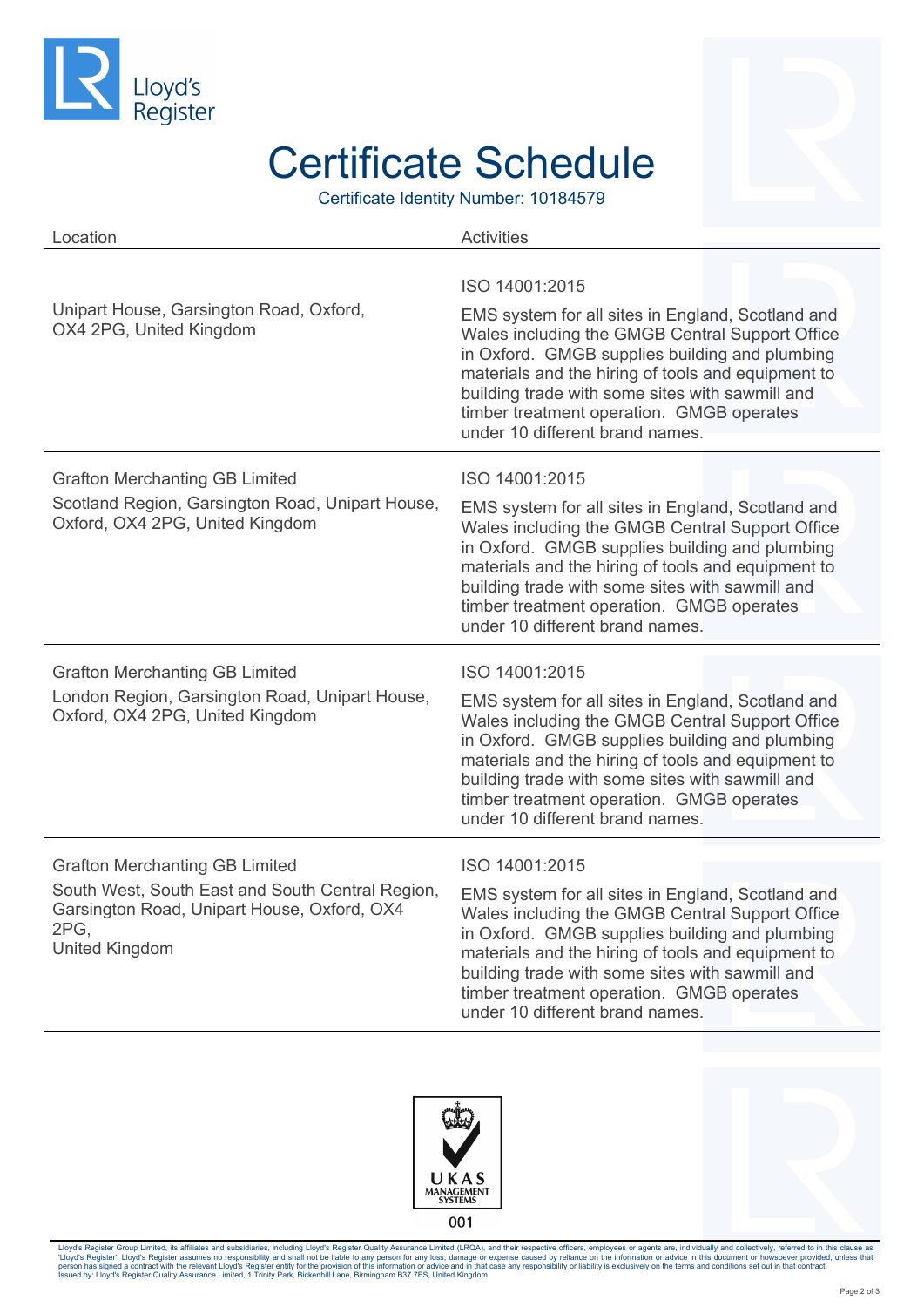# Certificate Schedule

Certificate Identity Number: 10184579

| Location | Activities |
| --- | --- |
| Unipart House, Garsington Road, Oxford, OX4 2PG, United Kingdom | ISO 14001:2015<br><br>EMS system for all sites in England, Scotland and Wales including the GMGB Central Support Office in Oxford. GMGB supplies building and plumbing materials and the hiring of tools and equipment to building trade with some sites with sawmill and timber treatment operation. GMGB operates under 10 different brand names. |
| Grafton Merchanting GB Limited<br><br>Scotland Region, Garsington Road, Unipart House, Oxford, OX4 2PG, United Kingdom | ISO 14001:2015<br><br>EMS system for all sites in England, Scotland and Wales including the GMGB Central Support Office in Oxford. GMGB supplies building and plumbing materials and the hiring of tools and equipment to building trade with some sites with sawmill and timber treatment operation. GMGB operates under 10 different brand names. |
| Grafton Merchanting GB Limited<br><br>London Region, Garsington Road, Unipart House, Oxford, OX4 2PG, United Kingdom | ISO 14001:2015<br><br>EMS system for all sites in England, Scotland and Wales including the GMGB Central Support Office in Oxford. GMGB supplies building and plumbing materials and the hiring of tools and equipment to building trade with some sites with sawmill and timber treatment operation. GMGB operates under 10 different brand names. |
| Grafton Merchanting GB Limited<br><br>South West, South East and South Central Region, Garsington Road, Unipart House, Oxford, OX4 2PG,<br>United Kingdom | ISO 14001:2015<br><br>EMS system for all sites in England, Scotland and Wales including the GMGB Central Support Office in Oxford. GMGB supplies building and plumbing materials and the hiring of tools and equipment to building trade with some sites with sawmill and timber treatment operation. GMGB operates under 10 different brand names. |

UKAS MANAGEMENT SYSTEMS

001

Lloyd's Register Group Limited, its affiliates and subsidiaries, including Lloyd's Register Quality Assurance Limited (LRQA), and their respective officers, employees or agents are, individually and collectively, referred to in this clause as 'Lloyd's Register'. Lloyd's Register assumes no responsibility and shall not be liable to any person for any loss, damage or expense caused by reliance on the information or advice in this document or howsoever provided, unless that person has signed a contract with the relevant Lloyd's Register entity for the provision of this information or advice and in that case any responsibility or liability is exclusively on the terms and conditions set out in that contract.
Issued by: Lloyd's Register Quality Assurance Limited, 1 Trinity Park, Bickenhill Lane, Birmingham B37 7ES, United Kingdom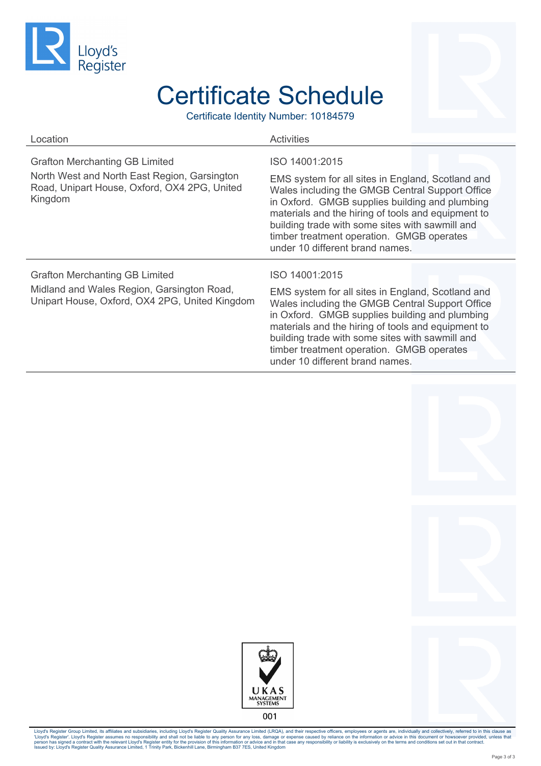Lloyd's Register

# Certificate Schedule

Certificate Identity Number: 10184579

| Location | Activities |
| --- | --- |
| Grafton Merchanting GB Limited<br>North West and North East Region, Garsington Road, Unipart House, Oxford, OX4 2PG, United Kingdom | ISO 14001:2015<br>EMS system for all sites in England, Scotland and Wales including the GMGB Central Support Office in Oxford. GMGB supplies building and plumbing materials and the hiring of tools and equipment to building trade with some sites with sawmill and timber treatment operation. GMGB operates under 10 different brand names. |
| Grafton Merchanting GB Limited<br>Midland and Wales Region, Garsington Road, Unipart House, Oxford, OX4 2PG, United Kingdom | ISO 14001:2015<br>EMS system for all sites in England, Scotland and Wales including the GMGB Central Support Office in Oxford. GMGB supplies building and plumbing materials and the hiring of tools and equipment to building trade with some sites with sawmill and timber treatment operation. GMGB operates under 10 different brand names. |

UKAS MANAGEMENT SYSTEMS

001

Lloyd's Register Group Limited, its affiliates and subsidiaries, including Lloyd's Register Quality Assurance Limited (LRQA), and their respective officers, employees or agents are, individually and collectively, referred to in this clause as 'Lloyd's Register'. Lloyd's Register assumes no responsibility and shall not be liable to any person for any loss, damage or expense caused by reliance on the information or advice in this document or howsoever provided, unless that person has signed a contract with the relevant Lloyd's Register entity for the provision of this information or advice and in that case any responsibility or liability is exclusively on the terms and conditions set out in that contract.
Issued by: Lloyd's Register Quality Assurance Limited, 1 Trinity Park, Bickenhill Lane, Birmingham B37 7ES, United Kingdom